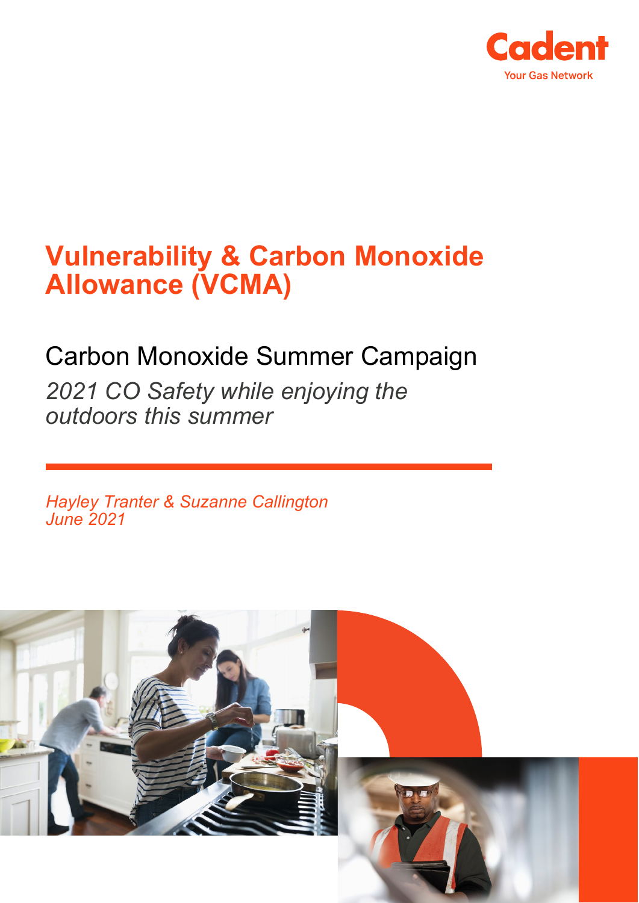Cadent
Your Gas Network

# Vulnerability & Carbon Monoxide Allowance (VCMA)

## Carbon Monoxide Summer Campaign

*2021 CO Safety while enjoying the outdoors this summer*

*Hayley Tranter & Suzanne Callington*
*June 2021*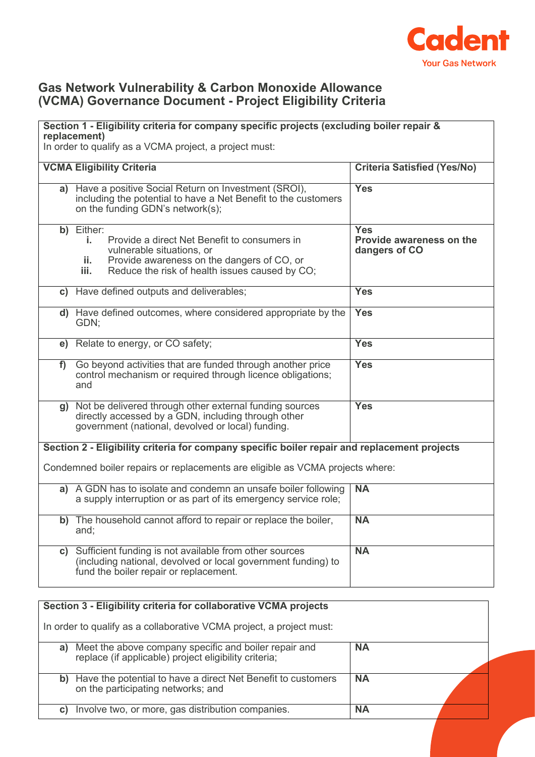## Gas Network Vulnerability & Carbon Monoxide Allowance (VCMA) Governance Document - Project Eligibility Criteria

| **Section 1 - Eligibility criteria for company specific projects (excluding boiler repair & replacement)**<br>In order to qualify as a VCMA project, a project must: | |
|---|---|
| **VCMA Eligibility Criteria** | **Criteria Satisfied (Yes/No)** |
| **a)** Have a positive Social Return on Investment (SROI), including the potential to have a Net Benefit to the customers on the funding GDN's network(s); | **Yes** |
| **b)** Either:<br>**i.** Provide a direct Net Benefit to consumers in vulnerable situations, or<br>**ii.** Provide awareness on the dangers of CO, or<br>**iii.** Reduce the risk of health issues caused by CO; | **Yes**<br>**Provide awareness on the dangers of CO** |
| **c)** Have defined outputs and deliverables; | **Yes** |
| **d)** Have defined outcomes, where considered appropriate by the GDN; | **Yes** |
| **e)** Relate to energy, or CO safety; | **Yes** |
| **f)** Go beyond activities that are funded through another price control mechanism or required through licence obligations; and | **Yes** |
| **g)** Not be delivered through other external funding sources directly accessed by a GDN, including through other government (national, devolved or local) funding. | **Yes** |
| **Section 2 - Eligibility criteria for company specific boiler repair and replacement projects**<br>Condemned boiler repairs or replacements are eligible as VCMA projects where: | |
| **a)** A GDN has to isolate and condemn an unsafe boiler following a supply interruption or as part of its emergency service role; | **NA** |
| **b)** The household cannot afford to repair or replace the boiler, and; | **NA** |
| **c)** Sufficient funding is not available from other sources (including national, devolved or local government funding) to fund the boiler repair or replacement. | **NA** |

| **Section 3 - Eligibility criteria for collaborative VCMA projects**<br>In order to qualify as a collaborative VCMA project, a project must: | |
|---|---|
| **a)** Meet the above company specific and boiler repair and replace (if applicable) project eligibility criteria; | **NA** |
| **b)** Have the potential to have a direct Net Benefit to customers on the participating networks; and | **NA** |
| **c)** Involve two, or more, gas distribution companies. | **NA** |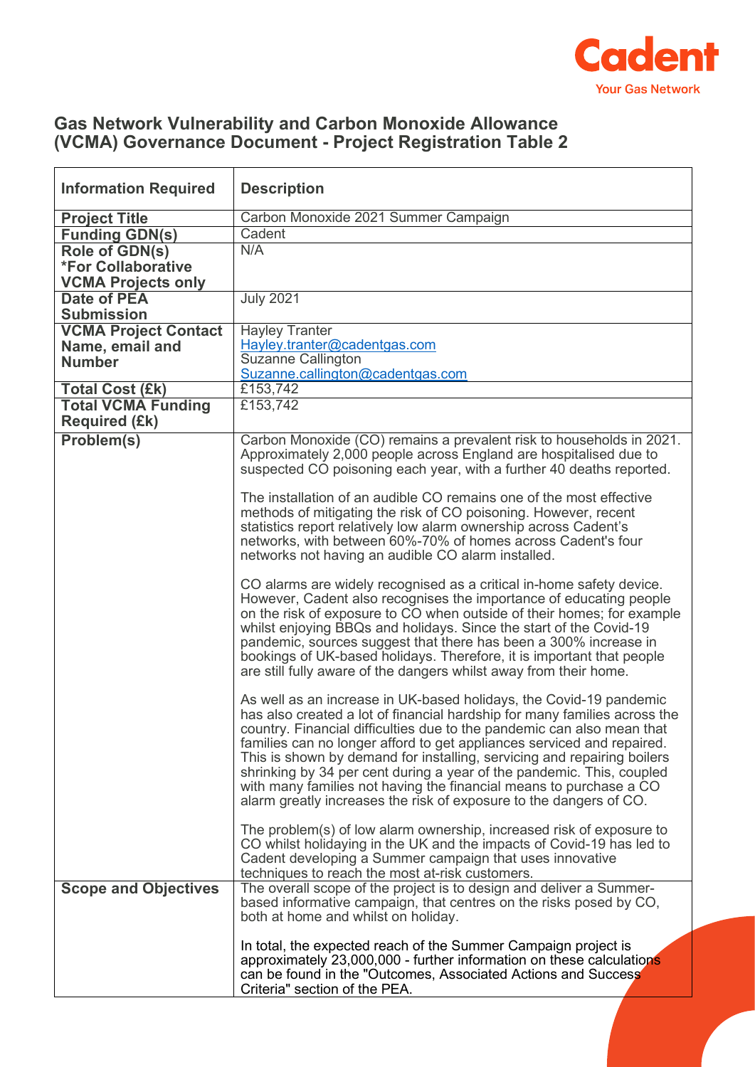## Gas Network Vulnerability and Carbon Monoxide Allowance (VCMA) Governance Document - Project Registration Table 2

| Information Required | Description |
|---|---|
| **Project Title** | Carbon Monoxide 2021 Summer Campaign |
| **Funding GDN(s)** | Cadent |
| **Role of GDN(s) *For Collaborative VCMA Projects only** | N/A |
| **Date of PEA Submission** | July 2021 |
| **VCMA Project Contact Name, email and Number** | Hayley Tranter<br>Hayley.tranter@cadentgas.com<br>Suzanne Callington<br>Suzanne.callington@cadentgas.com |
| **Total Cost (£k)** | £153,742 |
| **Total VCMA Funding Required (£k)** | £153,742 |
| **Problem(s)** | Carbon Monoxide (CO) remains a prevalent risk to households in 2021. Approximately 2,000 people across England are hospitalised due to suspected CO poisoning each year, with a further 40 deaths reported.<br><br>The installation of an audible CO remains one of the most effective methods of mitigating the risk of CO poisoning. However, recent statistics report relatively low alarm ownership across Cadent's networks, with between 60%-70% of homes across Cadent's four networks not having an audible CO alarm installed.<br><br>CO alarms are widely recognised as a critical in-home safety device. However, Cadent also recognises the importance of educating people on the risk of exposure to CO when outside of their homes; for example whilst enjoying BBQs and holidays. Since the start of the Covid-19 pandemic, sources suggest that there has been a 300% increase in bookings of UK-based holidays. Therefore, it is important that people are still fully aware of the dangers whilst away from their home.<br><br>As well as an increase in UK-based holidays, the Covid-19 pandemic has also created a lot of financial hardship for many families across the country. Financial difficulties due to the pandemic can also mean that families can no longer afford to get appliances serviced and repaired. This is shown by demand for installing, servicing and repairing boilers shrinking by 34 per cent during a year of the pandemic. This, coupled with many families not having the financial means to purchase a CO alarm greatly increases the risk of exposure to the dangers of CO.<br><br>The problem(s) of low alarm ownership, increased risk of exposure to CO whilst holidaying in the UK and the impacts of Covid-19 has led to Cadent developing a Summer campaign that uses innovative techniques to reach the most at-risk customers. |
| **Scope and Objectives** | The overall scope of the project is to design and deliver a Summer-based informative campaign, that centres on the risks posed by CO, both at home and whilst on holiday.<br><br>In total, the expected reach of the Summer Campaign project is approximately 23,000,000 - further information on these calculations can be found in the "Outcomes, Associated Actions and Success Criteria" section of the PEA. |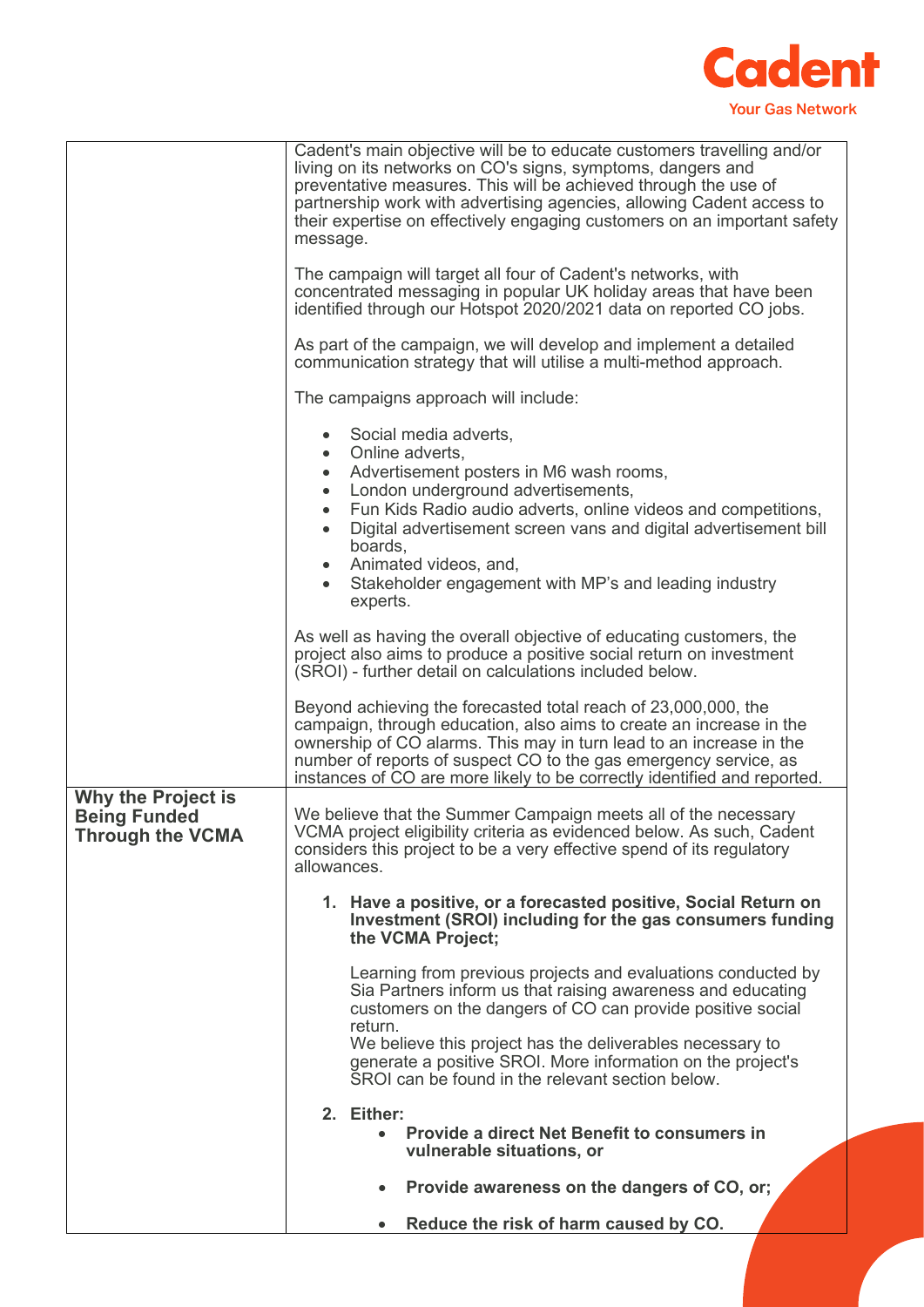| | |
|---|---|
| | Cadent's main objective will be to educate customers travelling and/or living on its networks on CO's signs, symptoms, dangers and preventative measures. This will be achieved through the use of partnership work with advertising agencies, allowing Cadent access to their expertise on effectively engaging customers on an important safety message.<br><br>The campaign will target all four of Cadent's networks, with concentrated messaging in popular UK holiday areas that have been identified through our Hotspot 2020/2021 data on reported CO jobs.<br><br>As part of the campaign, we will develop and implement a detailed communication strategy that will utilise a multi-method approach.<br><br>The campaigns approach will include:<br><br>• Social media adverts,<br>• Online adverts,<br>• Advertisement posters in M6 wash rooms,<br>• London underground advertisements,<br>• Fun Kids Radio audio adverts, online videos and competitions,<br>• Digital advertisement screen vans and digital advertisement bill boards,<br>• Animated videos, and,<br>• Stakeholder engagement with MP's and leading industry experts.<br><br>As well as having the overall objective of educating customers, the project also aims to produce a positive social return on investment (SROI) - further detail on calculations included below.<br><br>Beyond achieving the forecasted total reach of 23,000,000, the campaign, through education, also aims to create an increase in the ownership of CO alarms. This may in turn lead to an increase in the number of reports of suspect CO to the gas emergency service, as instances of CO are more likely to be correctly identified and reported. |
| **Why the Project is Being Funded Through the VCMA** | We believe that the Summer Campaign meets all of the necessary VCMA project eligibility criteria as evidenced below. As such, Cadent considers this project to be a very effective spend of its regulatory allowances.<br><br>**1. Have a positive, or a forecasted positive, Social Return on Investment (SROI) including for the gas consumers funding the VCMA Project;**<br><br>Learning from previous projects and evaluations conducted by Sia Partners inform us that raising awareness and educating customers on the dangers of CO can provide positive social return.<br>We believe this project has the deliverables necessary to generate a positive SROI. More information on the project's SROI can be found in the relevant section below.<br><br>**2. Either:**<br>• **Provide a direct Net Benefit to consumers in vulnerable situations, or**<br>• **Provide awareness on the dangers of CO, or;**<br>• **Reduce the risk of harm caused by CO.** |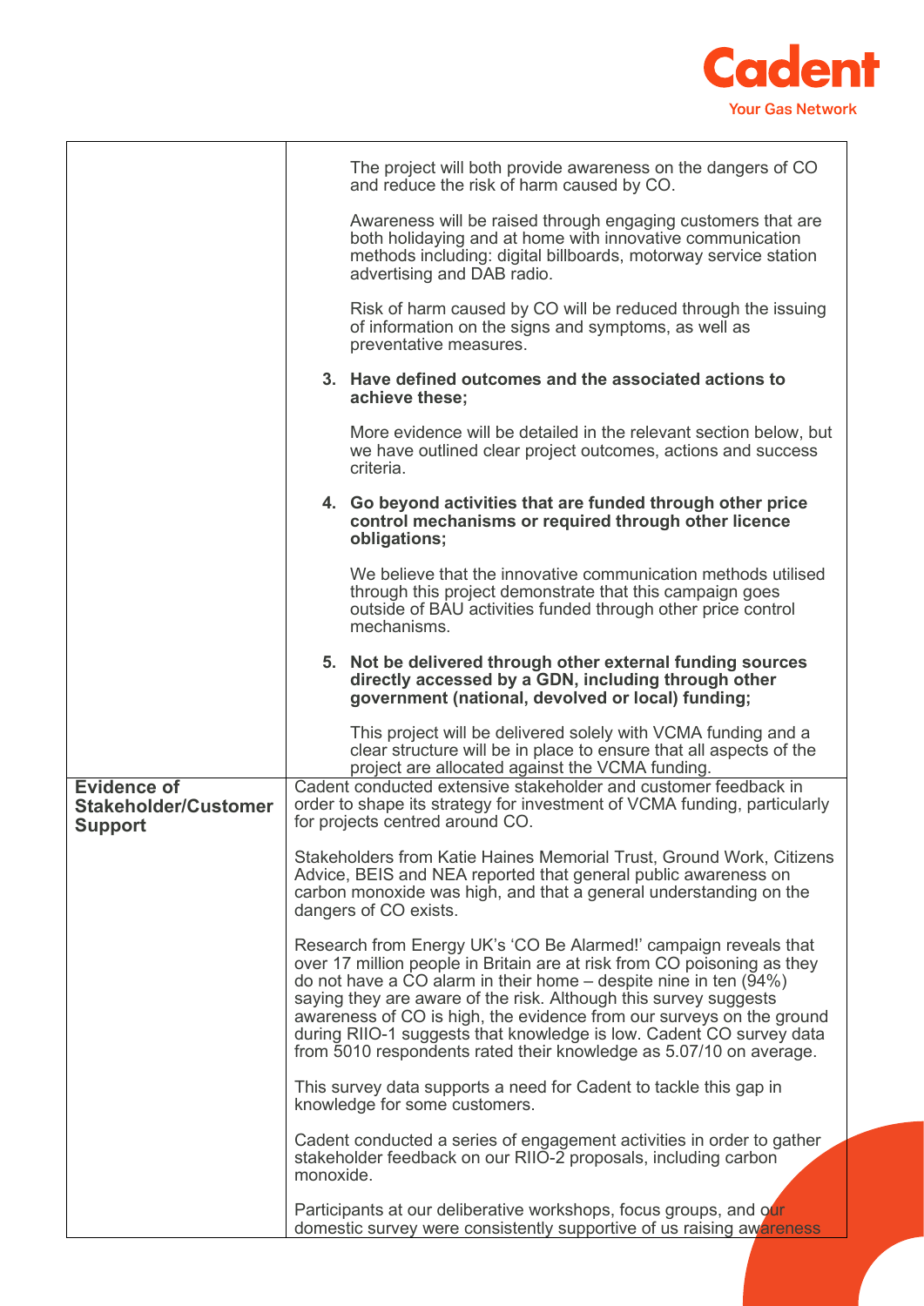| | |
|---|---|
| | The project will both provide awareness on the dangers of CO and reduce the risk of harm caused by CO.<br><br>Awareness will be raised through engaging customers that are both holidaying and at home with innovative communication methods including: digital billboards, motorway service station advertising and DAB radio.<br><br>Risk of harm caused by CO will be reduced through the issuing of information on the signs and symptoms, as well as preventative measures.<br><br>**3. Have defined outcomes and the associated actions to achieve these;**<br><br>More evidence will be detailed in the relevant section below, but we have outlined clear project outcomes, actions and success criteria.<br><br>**4. Go beyond activities that are funded through other price control mechanisms or required through other licence obligations;**<br><br>We believe that the innovative communication methods utilised through this project demonstrate that this campaign goes outside of BAU activities funded through other price control mechanisms.<br><br>**5. Not be delivered through other external funding sources directly accessed by a GDN, including through other government (national, devolved or local) funding;**<br><br>This project will be delivered solely with VCMA funding and a clear structure will be in place to ensure that all aspects of the project are allocated against the VCMA funding. |
| **Evidence of Stakeholder/Customer Support** | Cadent conducted extensive stakeholder and customer feedback in order to shape its strategy for investment of VCMA funding, particularly for projects centred around CO.<br><br>Stakeholders from Katie Haines Memorial Trust, Ground Work, Citizens Advice, BEIS and NEA reported that general public awareness on carbon monoxide was high, and that a general understanding on the dangers of CO exists.<br><br>Research from Energy UK's 'CO Be Alarmed!' campaign reveals that over 17 million people in Britain are at risk from CO poisoning as they do not have a CO alarm in their home – despite nine in ten (94%) saying they are aware of the risk. Although this survey suggests awareness of CO is high, the evidence from our surveys on the ground during RIIO-1 suggests that knowledge is low. Cadent CO survey data from 5010 respondents rated their knowledge as 5.07/10 on average.<br><br>This survey data supports a need for Cadent to tackle this gap in knowledge for some customers.<br><br>Cadent conducted a series of engagement activities in order to gather stakeholder feedback on our RIIO-2 proposals, including carbon monoxide.<br><br>Participants at our deliberative workshops, focus groups, and our domestic survey were consistently supportive of us raising awareness |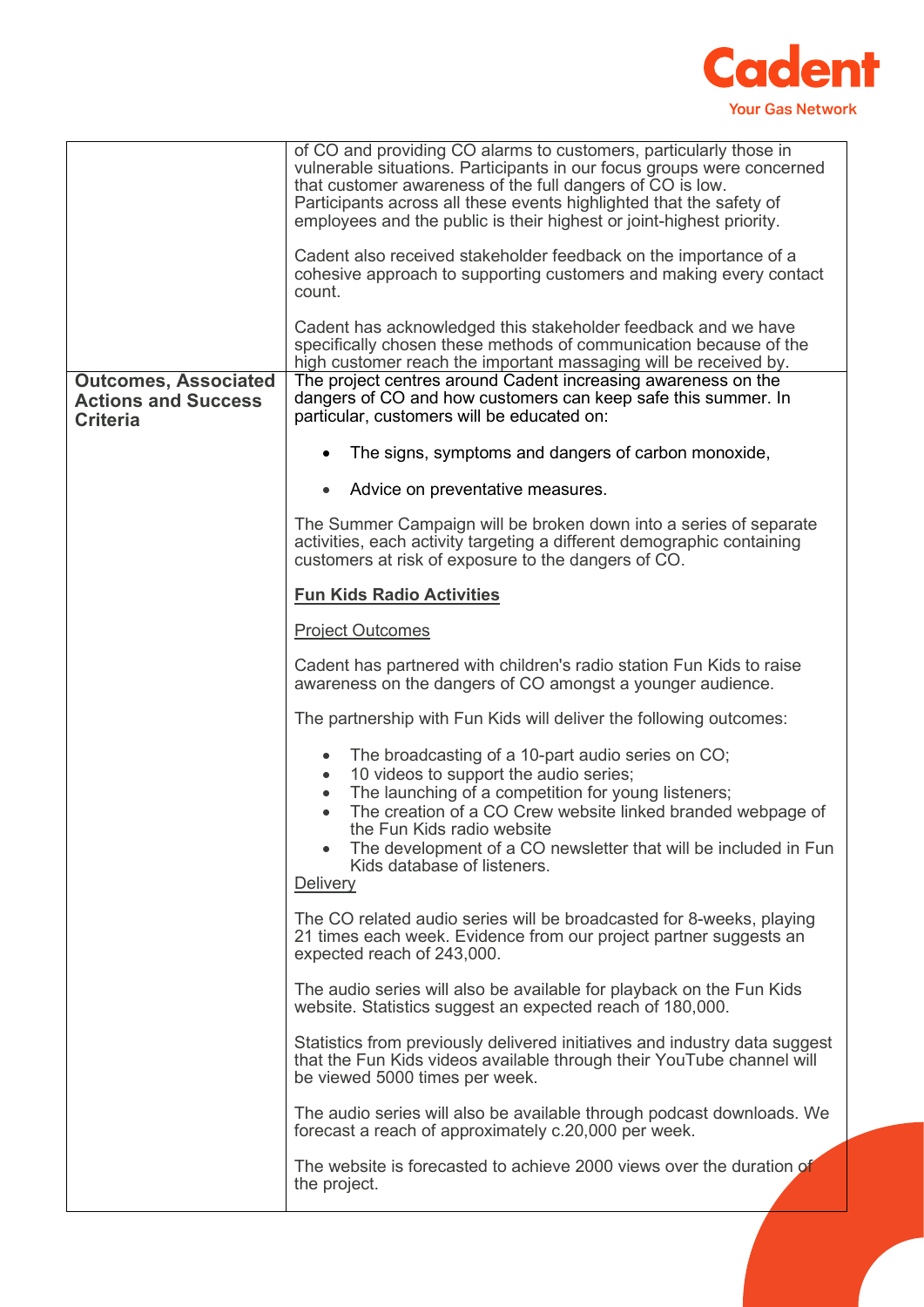| | |
|---|---|
| | of CO and providing CO alarms to customers, particularly those in vulnerable situations. Participants in our focus groups were concerned that customer awareness of the full dangers of CO is low. Participants across all these events highlighted that the safety of employees and the public is their highest or joint-highest priority.<br><br>Cadent also received stakeholder feedback on the importance of a cohesive approach to supporting customers and making every contact count.<br><br>Cadent has acknowledged this stakeholder feedback and we have specifically chosen these methods of communication because of the high customer reach the important massaging will be received by. |
| **Outcomes, Associated Actions and Success Criteria** | The project centres around Cadent increasing awareness on the dangers of CO and how customers can keep safe this summer. In particular, customers will be educated on:<br><br>• The signs, symptoms and dangers of carbon monoxide,<br>• Advice on preventative measures.<br><br>The Summer Campaign will be broken down into a series of separate activities, each activity targeting a different demographic containing customers at risk of exposure to the dangers of CO.<br><br>**<u>Fun Kids Radio Activities</u>**<br><br><u>Project Outcomes</u><br><br>Cadent has partnered with children's radio station Fun Kids to raise awareness on the dangers of CO amongst a younger audience.<br><br>The partnership with Fun Kids will deliver the following outcomes:<br><br>• The broadcasting of a 10-part audio series on CO;<br>• 10 videos to support the audio series;<br>• The launching of a competition for young listeners;<br>• The creation of a CO Crew website linked branded webpage of the Fun Kids radio website<br>• The development of a CO newsletter that will be included in Fun Kids database of listeners.<br><br><u>Delivery</u><br><br>The CO related audio series will be broadcasted for 8-weeks, playing 21 times each week. Evidence from our project partner suggests an expected reach of 243,000.<br><br>The audio series will also be available for playback on the Fun Kids website. Statistics suggest an expected reach of 180,000.<br><br>Statistics from previously delivered initiatives and industry data suggest that the Fun Kids videos available through their YouTube channel will be viewed 5000 times per week.<br><br>The audio series will also be available through podcast downloads. We forecast a reach of approximately c.20,000 per week.<br><br>The website is forecasted to achieve 2000 views over the duration of the project. |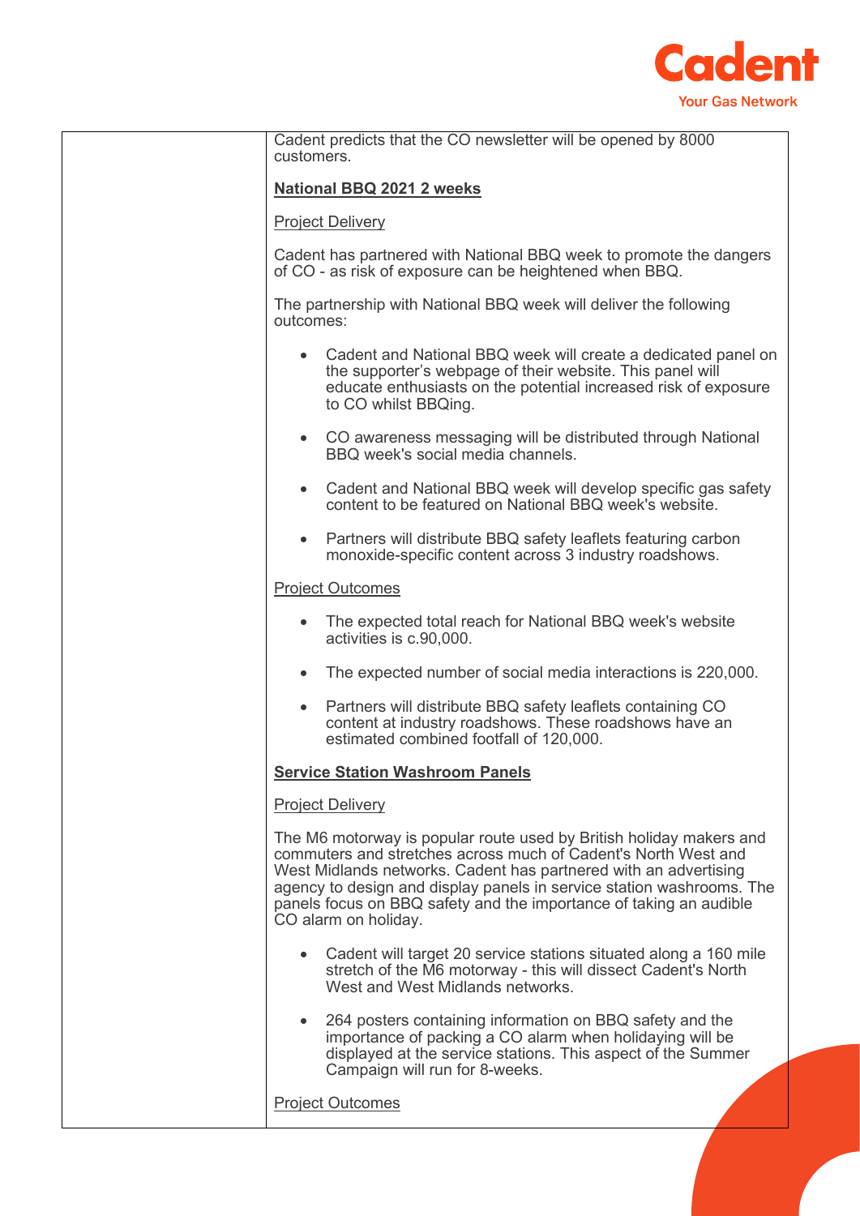| | |
|---|---|
| | Cadent predicts that the CO newsletter will be opened by 8000 customers.<br><br>**National BBQ 2021 2 weeks**<br><br>Project Delivery<br><br>Cadent has partnered with National BBQ week to promote the dangers of CO - as risk of exposure can be heightened when BBQ.<br><br>The partnership with National BBQ week will deliver the following outcomes:<br><br>• Cadent and National BBQ week will create a dedicated panel on the supporter's webpage of their website. This panel will educate enthusiasts on the potential increased risk of exposure to CO whilst BBQing.<br><br>• CO awareness messaging will be distributed through National BBQ week's social media channels.<br><br>• Cadent and National BBQ week will develop specific gas safety content to be featured on National BBQ week's website.<br><br>• Partners will distribute BBQ safety leaflets featuring carbon monoxide-specific content across 3 industry roadshows.<br><br>Project Outcomes<br><br>• The expected total reach for National BBQ week's website activities is c.90,000.<br><br>• The expected number of social media interactions is 220,000.<br><br>• Partners will distribute BBQ safety leaflets containing CO content at industry roadshows. These roadshows have an estimated combined footfall of 120,000.<br><br>**Service Station Washroom Panels**<br><br>Project Delivery<br><br>The M6 motorway is popular route used by British holiday makers and commuters and stretches across much of Cadent's North West and West Midlands networks. Cadent has partnered with an advertising agency to design and display panels in service station washrooms. The panels focus on BBQ safety and the importance of taking an audible CO alarm on holiday.<br><br>• Cadent will target 20 service stations situated along a 160 mile stretch of the M6 motorway - this will dissect Cadent's North West and West Midlands networks.<br><br>• 264 posters containing information on BBQ safety and the importance of packing a CO alarm when holidaying will be displayed at the service stations. This aspect of the Summer Campaign will run for 8-weeks.<br><br>Project Outcomes |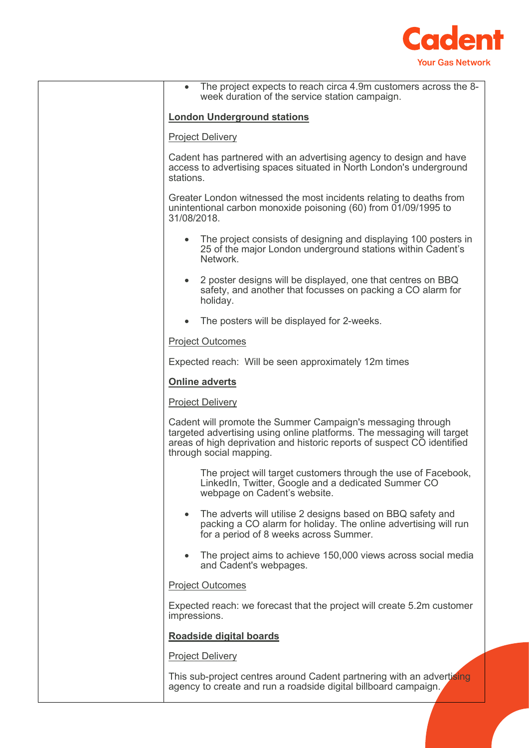| | |
|---|---|
| | • The project expects to reach circa 4.9m customers across the 8-week duration of the service station campaign.<br><br>**London Underground stations**<br><br>Project Delivery<br><br>Cadent has partnered with an advertising agency to design and have access to advertising spaces situated in North London's underground stations.<br><br>Greater London witnessed the most incidents relating to deaths from unintentional carbon monoxide poisoning (60) from 01/09/1995 to 31/08/2018.<br><br>• The project consists of designing and displaying 100 posters in 25 of the major London underground stations within Cadent's Network.<br><br>• 2 poster designs will be displayed, one that centres on BBQ safety, and another that focusses on packing a CO alarm for holiday.<br><br>• The posters will be displayed for 2-weeks.<br><br>Project Outcomes<br><br>Expected reach: Will be seen approximately 12m times<br><br>**Online adverts**<br><br>Project Delivery<br><br>Cadent will promote the Summer Campaign's messaging through targeted advertising using online platforms. The messaging will target areas of high deprivation and historic reports of suspect CO identified through social mapping.<br><br>The project will target customers through the use of Facebook, LinkedIn, Twitter, Google and a dedicated Summer CO webpage on Cadent's website.<br><br>• The adverts will utilise 2 designs based on BBQ safety and packing a CO alarm for holiday. The online advertising will run for a period of 8 weeks across Summer.<br><br>• The project aims to achieve 150,000 views across social media and Cadent's webpages.<br><br>Project Outcomes<br><br>Expected reach: we forecast that the project will create 5.2m customer impressions.<br><br>**Roadside digital boards**<br><br>Project Delivery<br><br>This sub-project centres around Cadent partnering with an advertising agency to create and run a roadside digital billboard campaign. |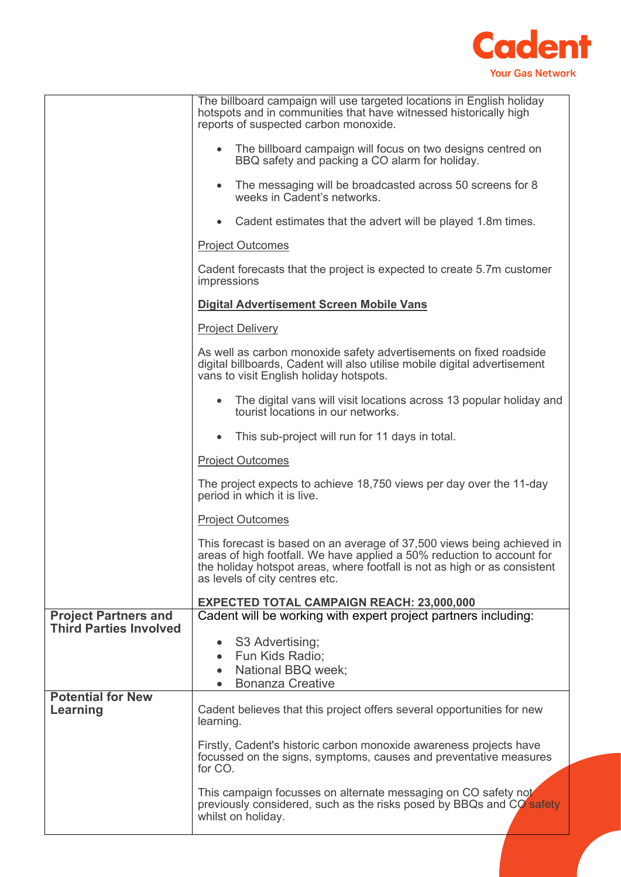| | |
|---|---|
| | The billboard campaign will use targeted locations in English holiday hotspots and in communities that have witnessed historically high reports of suspected carbon monoxide.<br><br>• The billboard campaign will focus on two designs centred on BBQ safety and packing a CO alarm for holiday.<br>• The messaging will be broadcasted across 50 screens for 8 weeks in Cadent's networks.<br>• Cadent estimates that the advert will be played 1.8m times.<br><br><u>Project Outcomes</u><br><br>Cadent forecasts that the project is expected to create 5.7m customer impressions<br><br>**<u>Digital Advertisement Screen Mobile Vans</u>**<br><br><u>Project Delivery</u><br><br>As well as carbon monoxide safety advertisements on fixed roadside digital billboards, Cadent will also utilise mobile digital advertisement vans to visit English holiday hotspots.<br><br>• The digital vans will visit locations across 13 popular holiday and tourist locations in our networks.<br>• This sub-project will run for 11 days in total.<br><br><u>Project Outcomes</u><br><br>The project expects to achieve 18,750 views per day over the 11-day period in which it is live.<br><br><u>Project Outcomes</u><br><br>This forecast is based on an average of 37,500 views being achieved in areas of high footfall. We have applied a 50% reduction to account for the holiday hotspot areas, where footfall is not as high or as consistent as levels of city centres etc.<br><br>**EXPECTED TOTAL CAMPAIGN REACH: 23,000,000** |
| **Project Partners and Third Parties Involved** | Cadent will be working with expert project partners including:<br><br>• S3 Advertising;<br>• Fun Kids Radio;<br>• National BBQ week;<br>• Bonanza Creative |
| **Potential for New Learning** | Cadent believes that this project offers several opportunities for new learning.<br><br>Firstly, Cadent's historic carbon monoxide awareness projects have focussed on the signs, symptoms, causes and preventative measures for CO.<br><br>This campaign focusses on alternate messaging on CO safety not previously considered, such as the risks posed by BBQs and CO safety whilst on holiday. |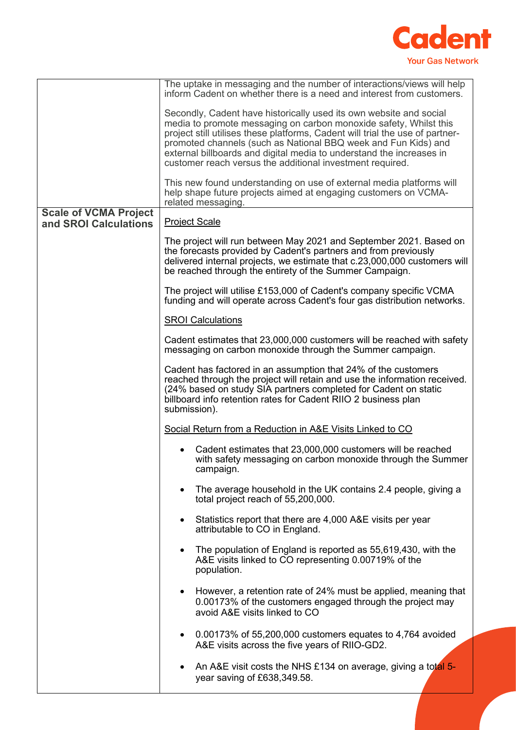| | |
|---|---|
| | The uptake in messaging and the number of interactions/views will help inform Cadent on whether there is a need and interest from customers.<br><br>Secondly, Cadent have historically used its own website and social media to promote messaging on carbon monoxide safety, Whilst this project still utilises these platforms, Cadent will trial the use of partner-promoted channels (such as National BBQ week and Fun Kids) and external billboards and digital media to understand the increases in customer reach versus the additional investment required.<br><br>This new found understanding on use of external media platforms will help shape future projects aimed at engaging customers on VCMA-related messaging. |
| **Scale of VCMA Project and SROI Calculations** | <u>Project Scale</u><br><br>The project will run between May 2021 and September 2021. Based on the forecasts provided by Cadent's partners and from previously delivered internal projects, we estimate that c.23,000,000 customers will be reached through the entirety of the Summer Campaign.<br><br>The project will utilise £153,000 of Cadent's company specific VCMA funding and will operate across Cadent's four gas distribution networks.<br><br><u>SROI Calculations</u><br><br>Cadent estimates that 23,000,000 customers will be reached with safety messaging on carbon monoxide through the Summer campaign.<br><br>Cadent has factored in an assumption that 24% of the customers reached through the project will retain and use the information received. (24% based on study SIA partners completed for Cadent on static billboard info retention rates for Cadent RIIO 2 business plan submission).<br><br><u>Social Return from a Reduction in A&E Visits Linked to CO</u><br><br>• Cadent estimates that 23,000,000 customers will be reached with safety messaging on carbon monoxide through the Summer campaign.<br><br>• The average household in the UK contains 2.4 people, giving a total project reach of 55,200,000.<br><br>• Statistics report that there are 4,000 A&E visits per year attributable to CO in England.<br><br>• The population of England is reported as 55,619,430, with the A&E visits linked to CO representing 0.00719% of the population.<br><br>• However, a retention rate of 24% must be applied, meaning that 0.00173% of the customers engaged through the project may avoid A&E visits linked to CO<br><br>• 0.00173% of 55,200,000 customers equates to 4,764 avoided A&E visits across the five years of RIIO-GD2.<br><br>• An A&E visit costs the NHS £134 on average, giving a total 5-year saving of £638,349.58. |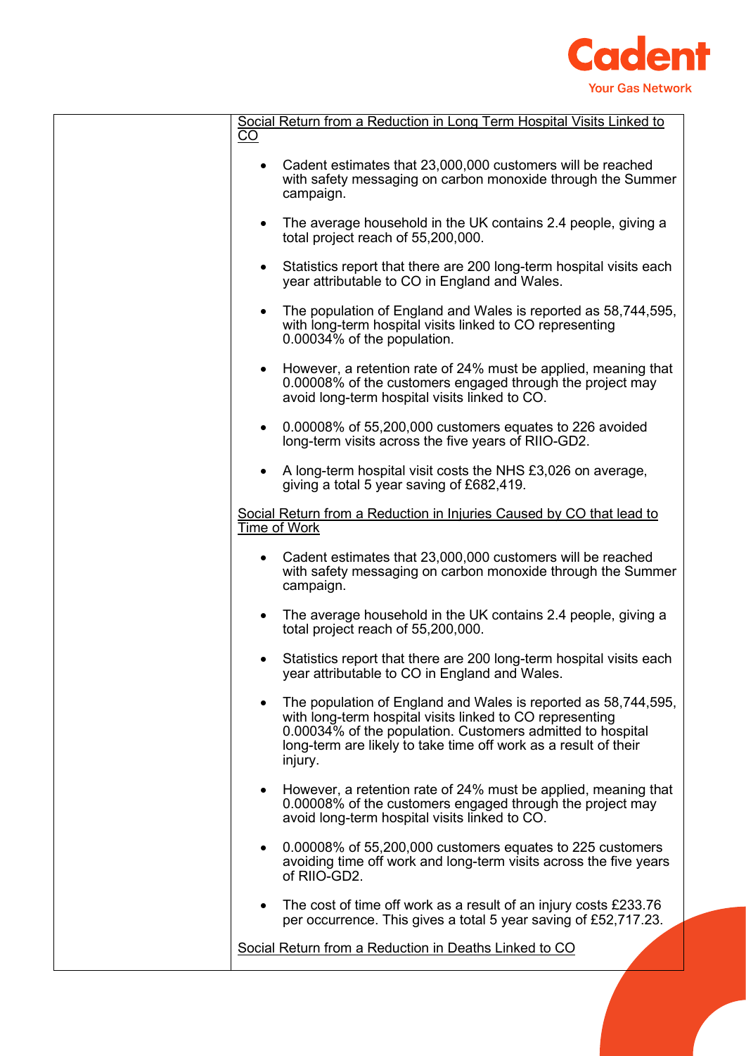| | |
|---|---|
| | Social Return from a Reduction in Long Term Hospital Visits Linked to CO<br><br>• Cadent estimates that 23,000,000 customers will be reached with safety messaging on carbon monoxide through the Summer campaign.<br><br>• The average household in the UK contains 2.4 people, giving a total project reach of 55,200,000.<br><br>• Statistics report that there are 200 long-term hospital visits each year attributable to CO in England and Wales.<br><br>• The population of England and Wales is reported as 58,744,595, with long-term hospital visits linked to CO representing 0.00034% of the population.<br><br>• However, a retention rate of 24% must be applied, meaning that 0.00008% of the customers engaged through the project may avoid long-term hospital visits linked to CO.<br><br>• 0.00008% of 55,200,000 customers equates to 226 avoided long-term visits across the five years of RIIO-GD2.<br><br>• A long-term hospital visit costs the NHS £3,026 on average, giving a total 5 year saving of £682,419.<br><br>Social Return from a Reduction in Injuries Caused by CO that lead to Time of Work<br><br>• Cadent estimates that 23,000,000 customers will be reached with safety messaging on carbon monoxide through the Summer campaign.<br><br>• The average household in the UK contains 2.4 people, giving a total project reach of 55,200,000.<br><br>• Statistics report that there are 200 long-term hospital visits each year attributable to CO in England and Wales.<br><br>• The population of England and Wales is reported as 58,744,595, with long-term hospital visits linked to CO representing 0.00034% of the population. Customers admitted to hospital long-term are likely to take time off work as a result of their injury.<br><br>• However, a retention rate of 24% must be applied, meaning that 0.00008% of the customers engaged through the project may avoid long-term hospital visits linked to CO.<br><br>• 0.00008% of 55,200,000 customers equates to 225 customers avoiding time off work and long-term visits across the five years of RIIO-GD2.<br><br>• The cost of time off work as a result of an injury costs £233.76 per occurrence. This gives a total 5 year saving of £52,717.23.<br><br>Social Return from a Reduction in Deaths Linked to CO |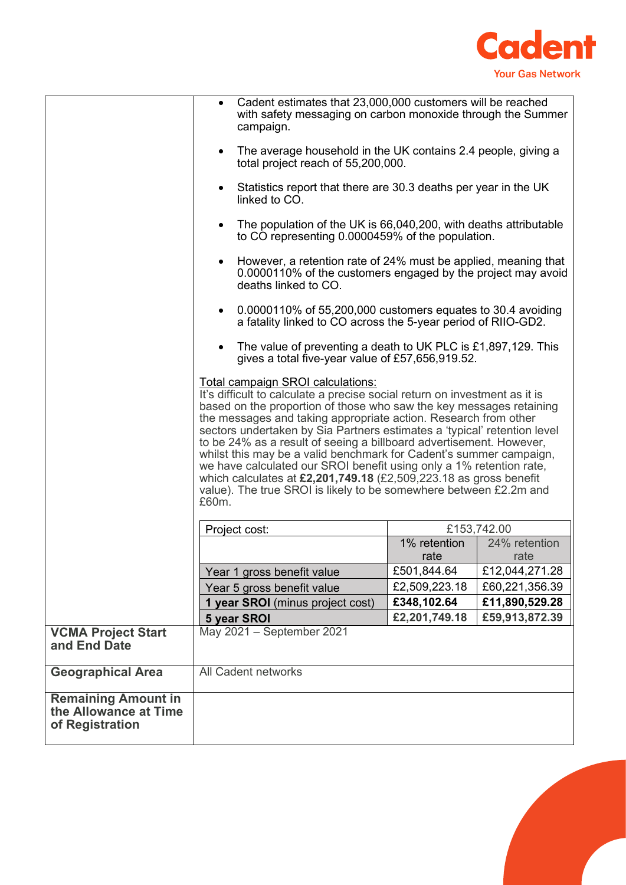- Cadent estimates that 23,000,000 customers will be reached with safety messaging on carbon monoxide through the Summer campaign.
- The average household in the UK contains 2.4 people, giving a total project reach of 55,200,000.
- Statistics report that there are 30.3 deaths per year in the UK linked to CO.
- The population of the UK is 66,040,200, with deaths attributable to CO representing 0.0000459% of the population.
- However, a retention rate of 24% must be applied, meaning that 0.0000110% of the customers engaged by the project may avoid deaths linked to CO.
- 0.0000110% of 55,200,000 customers equates to 30.4 avoiding a fatality linked to CO across the 5-year period of RIIO-GD2.
- The value of preventing a death to UK PLC is £1,897,129. This gives a total five-year value of £57,656,919.52.

Total campaign SROI calculations:

It's difficult to calculate a precise social return on investment as it is based on the proportion of those who saw the key messages retaining the messages and taking appropriate action. Research from other sectors undertaken by Sia Partners estimates a 'typical' retention level to be 24% as a result of seeing a billboard advertisement. However, whilst this may be a valid benchmark for Cadent's summer campaign, we have calculated our SROI benefit using only a 1% retention rate, which calculates at **£2,201,749.18** (£2,509,223.18 as gross benefit value). The true SROI is likely to be somewhere between £2.2m and £60m.

| Project cost: | £153,742.00 | |
|---|---|---|
| | 1% retention rate | 24% retention rate |
| Year 1 gross benefit value | £501,844.64 | £12,044,271.28 |
| Year 5 gross benefit value | £2,509,223.18 | £60,221,356.39 |
| **1 year SROI** (minus project cost) | **£348,102.64** | **£11,890,529.28** |
| **5 year SROI** | **£2,201,749.18** | **£59,913,872.39** |

| | |
|---|---|
| **VCMA Project Start and End Date** | May 2021 – September 2021 |
| **Geographical Area** | All Cadent networks |
| **Remaining Amount in the Allowance at Time of Registration** | |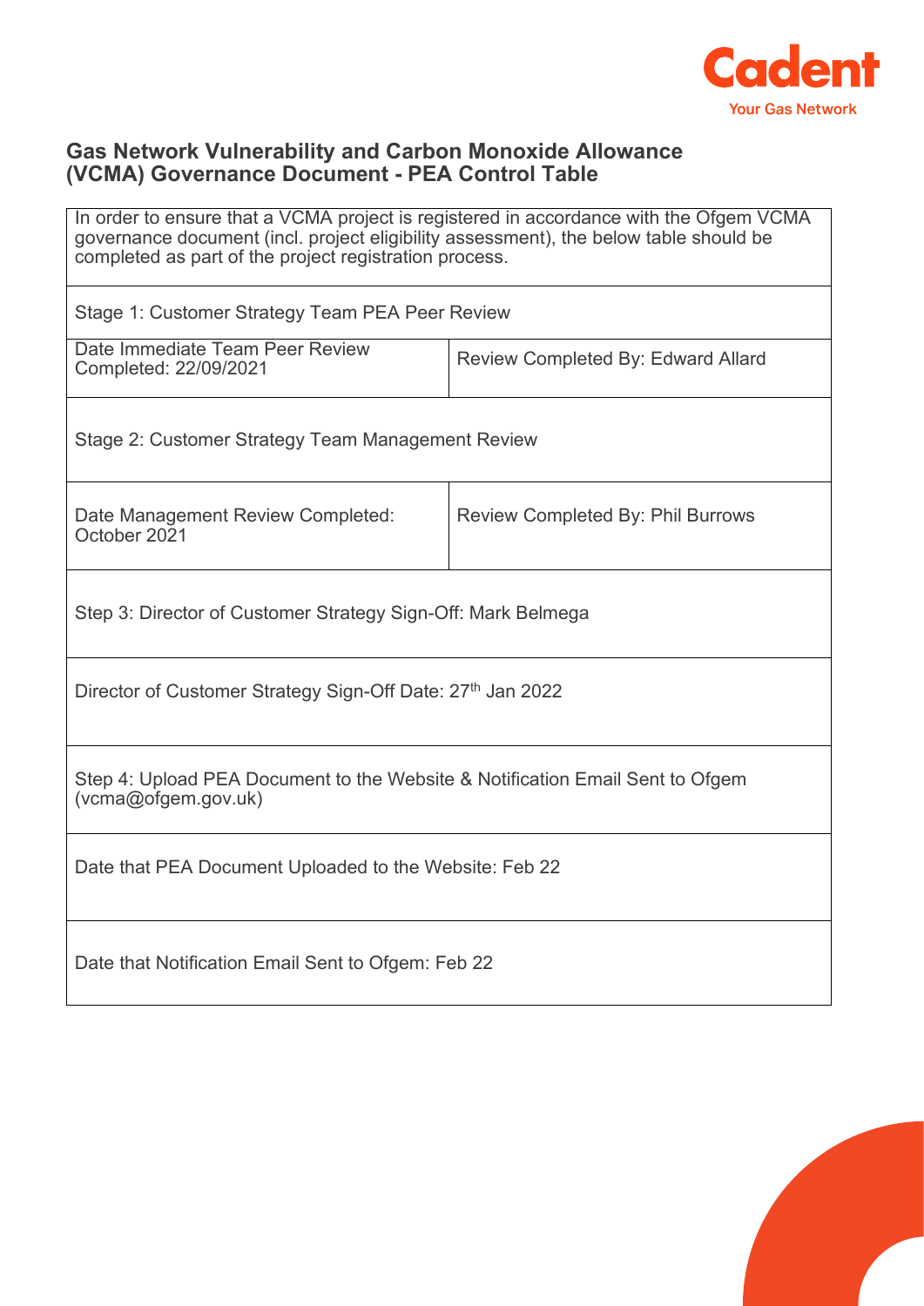## Gas Network Vulnerability and Carbon Monoxide Allowance (VCMA) Governance Document - PEA Control Table

| | |
|---|---|
| In order to ensure that a VCMA project is registered in accordance with the Ofgem VCMA governance document (incl. project eligibility assessment), the below table should be completed as part of the project registration process. | |
| Stage 1: Customer Strategy Team PEA Peer Review | |
| Date Immediate Team Peer Review Completed: 22/09/2021 | Review Completed By: Edward Allard |
| Stage 2: Customer Strategy Team Management Review | |
| Date Management Review Completed: October 2021 | Review Completed By: Phil Burrows |
| Step 3: Director of Customer Strategy Sign-Off: Mark Belmega | |
| Director of Customer Strategy Sign-Off Date: 27th Jan 2022 | |
| Step 4: Upload PEA Document to the Website & Notification Email Sent to Ofgem (vcma@ofgem.gov.uk) | |
| Date that PEA Document Uploaded to the Website: Feb 22 | |
| Date that Notification Email Sent to Ofgem: Feb 22 | |